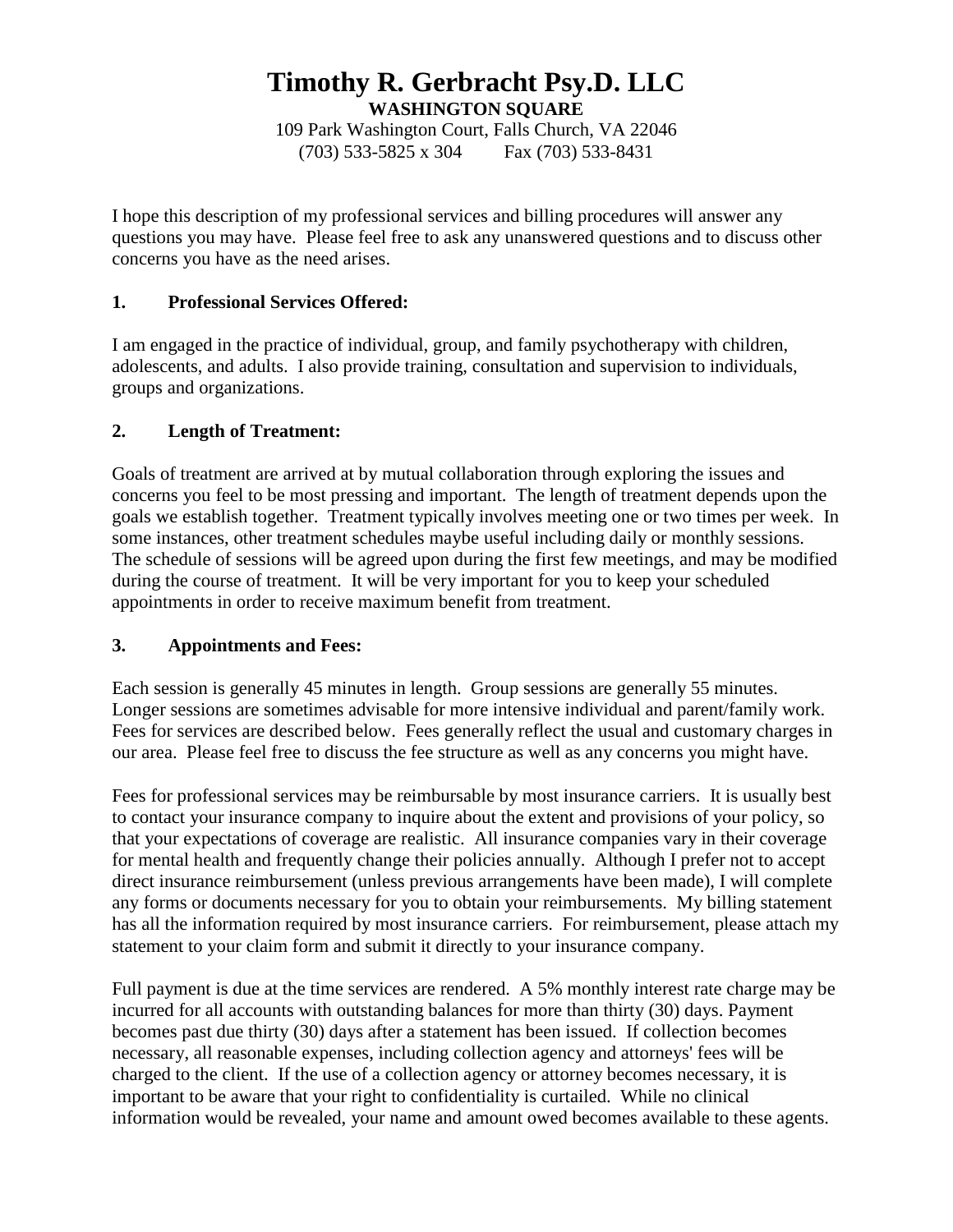# Timothy R. Gerbracht Psy.D. LLC

**WASHINGTON SQUARE**

109 Park Washington Court, Falls Church, VA 22046

(703) 533-5825 x 304 Fax (703) 533-8431

I hope this description of my professional services and billing procedures will answer any questions you may have. Please feel free to ask any unanswered questions and to discuss other concerns you have as the need arises.

**1. Professional Services Offered:**

I am engaged in the practice of individual, group, and family psychotherapy with children, adolescents, and adults. I also provide training, consultation and supervision to individuals, groups and organizations.

**2. Length of Treatment:**

Goals of treatment are arrived at by mutual collaboration through exploring the issues and concerns you feel to be most pressing and important. The length of treatment depends upon the goals we establish together. Treatment typically involves meeting one or two times per week. In some instances, other treatment schedules maybe useful including daily or monthly sessions. The schedule of sessions will be agreed upon during the first few meetings, and may be modified during the course of treatment. It will be very important for you to keep your scheduled appointments in order to receive maximum benefit from treatment.

**3. Appointments and Fees:**

Each session is generally 45 minutes in length. Group sessions are generally 55 minutes. Longer sessions are sometimes advisable for more intensive individual and parent/family work. Fees for services are described below. Fees generally reflect the usual and customary charges in our area. Please feel free to discuss the fee structure as well as any concerns you might have.

Fees for professional services may be reimbursable by most insurance carriers. It is usually best to contact your insurance company to inquire about the extent and provisions of your policy, so that your expectations of coverage are realistic. All insurance companies vary in their coverage for mental health and frequently change their policies annually. Although I prefer not to accept direct insurance reimbursement (unless previous arrangements have been made), I will complete any forms or documents necessary for you to obtain your reimbursements. My billing statement has all the information required by most insurance carriers. For reimbursement, please attach my statement to your claim form and submit it directly to your insurance company.

Full payment is due at the time services are rendered. A 5% monthly interest rate charge may be incurred for all accounts with outstanding balances for more than thirty (30) days. Payment becomes past due thirty (30) days after a statement has been issued. If collection becomes necessary, all reasonable expenses, including collection agency and attorneys' fees will be charged to the client. If the use of a collection agency or attorney becomes necessary, it is important to be aware that your right to confidentiality is curtailed. While no clinical information would be revealed, your name and amount owed becomes available to these agents.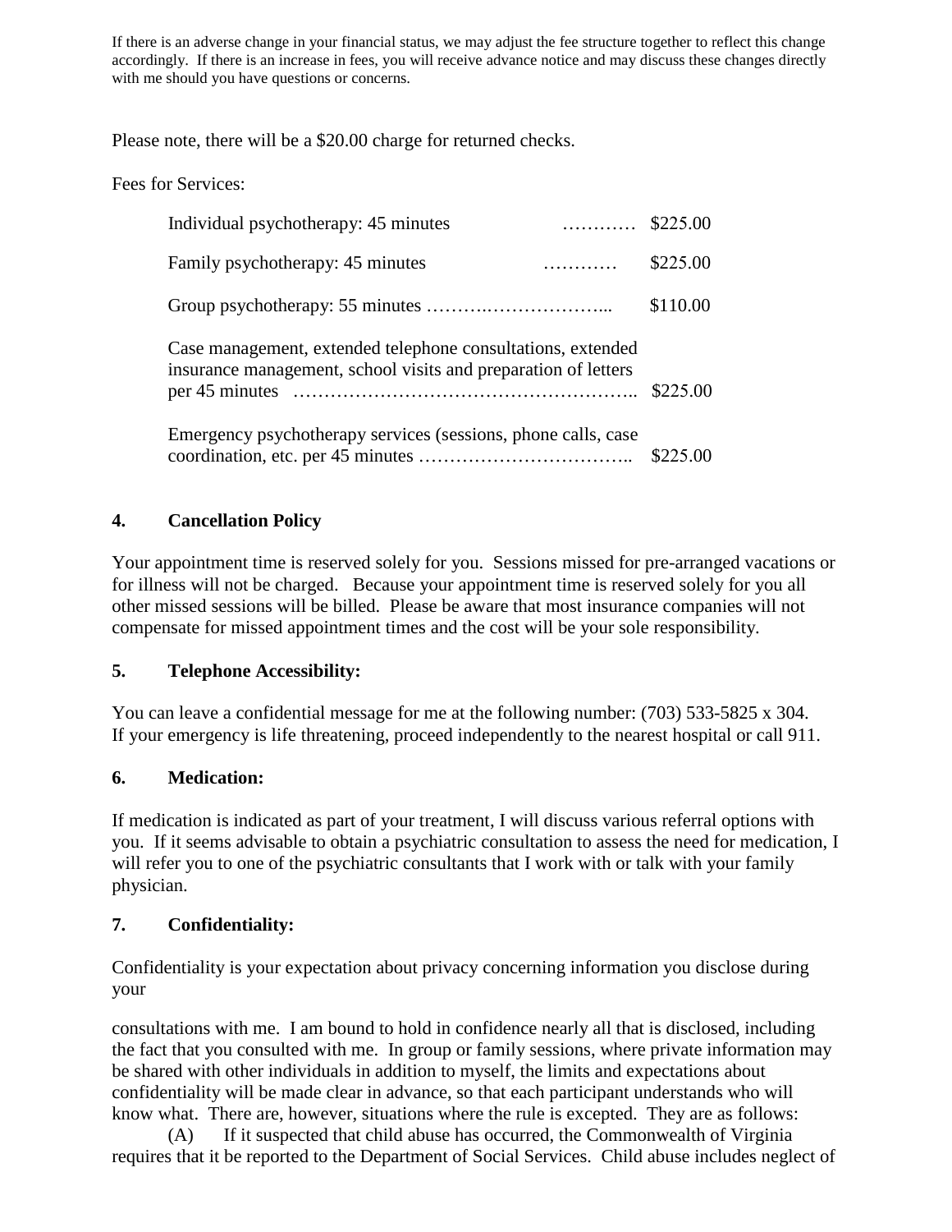If there is an adverse change in your financial status, we may adjust the fee structure together to reflect this change accordingly. If there is an increase in fees, you will receive advance notice and may discuss these changes directly with me should you have questions or concerns.

Please note, there will be a $20.00 charge for returned checks.

Fees for Services:

| Service | Fee |
|---|---|
| Individual psychotherapy: 45 minutes | $225.00 |
| Family psychotherapy: 45 minutes | $225.00 |
| Group psychotherapy: 55 minutes | $110.00 |
| Case management, extended telephone consultations, extended insurance management, school visits and preparation of letters per 45 minutes | $225.00 |
| Emergency psychotherapy services (sessions, phone calls, case coordination, etc. per 45 minutes | $225.00 |

**4. Cancellation Policy**

Your appointment time is reserved solely for you. Sessions missed for pre-arranged vacations or for illness will not be charged. Because your appointment time is reserved solely for you all other missed sessions will be billed. Please be aware that most insurance companies will not compensate for missed appointment times and the cost will be your sole responsibility.

**5. Telephone Accessibility:**

You can leave a confidential message for me at the following number: (703) 533-5825 x 304. If your emergency is life threatening, proceed independently to the nearest hospital or call 911.

**6. Medication:**

If medication is indicated as part of your treatment, I will discuss various referral options with you. If it seems advisable to obtain a psychiatric consultation to assess the need for medication, I will refer you to one of the psychiatric consultants that I work with or talk with your family physician.

**7. Confidentiality:**

Confidentiality is your expectation about privacy concerning information you disclose during your consultations with me. I am bound to hold in confidence nearly all that is disclosed, including the fact that you consulted with me. In group or family sessions, where private information may be shared with other individuals in addition to myself, the limits and expectations about confidentiality will be made clear in advance, so that each participant understands who will know what. There are, however, situations where the rule is excepted. They are as follows:

(A) If it suspected that child abuse has occurred, the Commonwealth of Virginia requires that it be reported to the Department of Social Services. Child abuse includes neglect of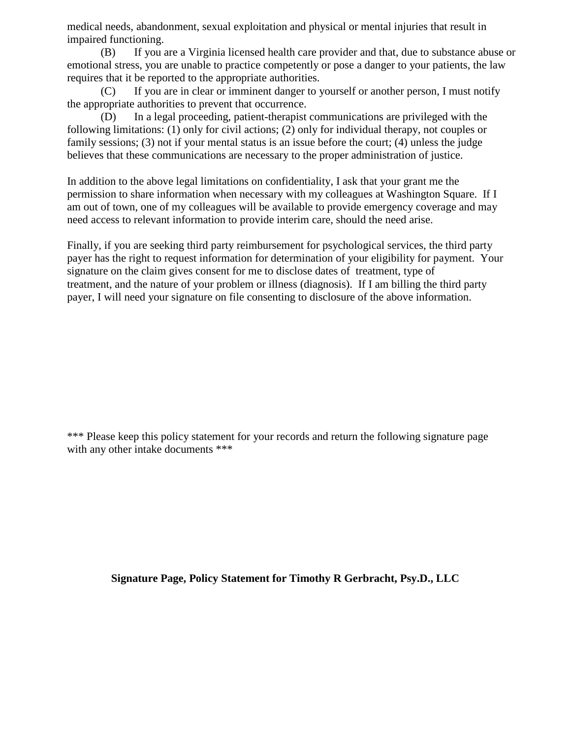medical needs, abandonment, sexual exploitation and physical or mental injuries that result in impaired functioning.

(B) If you are a Virginia licensed health care provider and that, due to substance abuse or emotional stress, you are unable to practice competently or pose a danger to your patients, the law requires that it be reported to the appropriate authorities.

(C) If you are in clear or imminent danger to yourself or another person, I must notify the appropriate authorities to prevent that occurrence.

(D) In a legal proceeding, patient-therapist communications are privileged with the following limitations: (1) only for civil actions; (2) only for individual therapy, not couples or family sessions; (3) not if your mental status is an issue before the court; (4) unless the judge believes that these communications are necessary to the proper administration of justice.

In addition to the above legal limitations on confidentiality, I ask that your grant me the permission to share information when necessary with my colleagues at Washington Square. If I am out of town, one of my colleagues will be available to provide emergency coverage and may need access to relevant information to provide interim care, should the need arise.

Finally, if you are seeking third party reimbursement for psychological services, the third party payer has the right to request information for determination of your eligibility for payment. Your signature on the claim gives consent for me to disclose dates of treatment, type of treatment, and the nature of your problem or illness (diagnosis). If I am billing the third party payer, I will need your signature on file consenting to disclosure of the above information.

*** Please keep this policy statement for your records and return the following signature page with any other intake documents ***

**Signature Page, Policy Statement for Timothy R Gerbracht, Psy.D., LLC**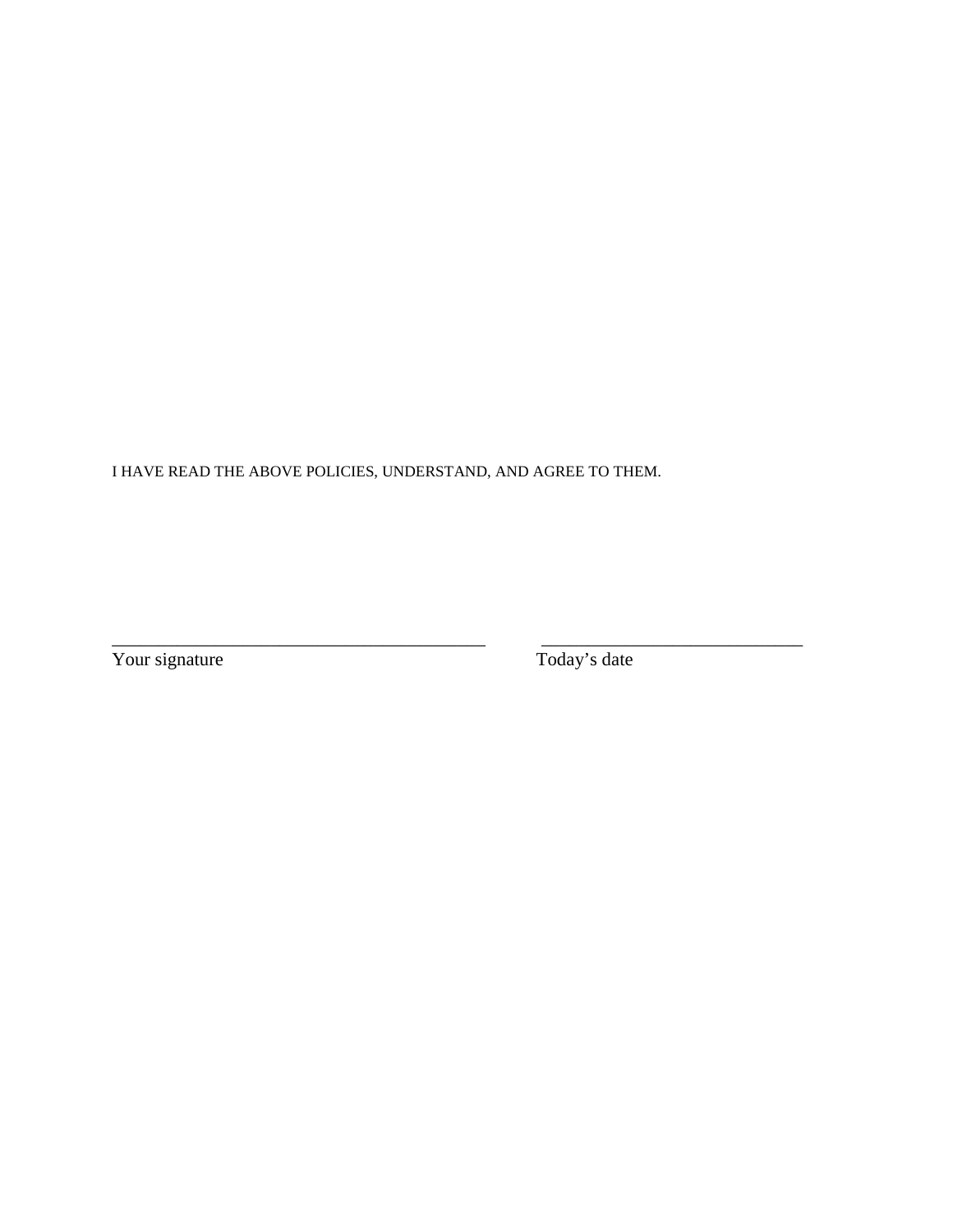I HAVE READ THE ABOVE POLICIES, UNDERSTAND, AND AGREE TO THEM.

\_\_\_\_\_\_\_\_\_\_\_\_\_\_\_\_\_\_\_\_\_\_\_\_\_\_\_\_\_\_\_\_\_\_\_\_\_\_\_\_\_\_ \_\_\_\_\_\_\_\_\_\_\_\_\_\_\_\_\_\_\_\_\_\_\_\_\_\_\_\_\_\_

Your signature Today's date